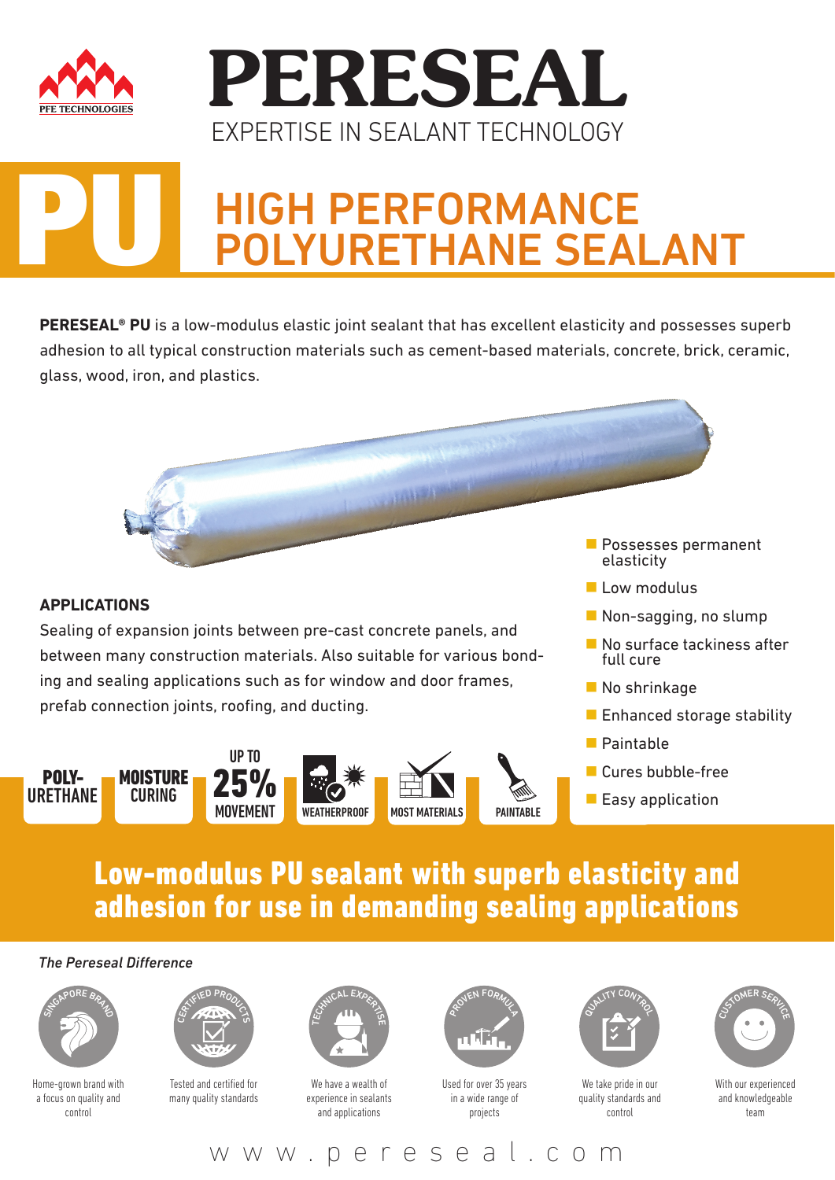PFE TECHNOLOGIES

# PERESEAL

EXPERTISE IN SEALANT TECHNOLOGY

# PU HIGH PERFORMANCE POLYURETHANE SEALANT

**PERESEAL® PU** is a low-modulus elastic joint sealant that has excellent elasticity and possesses superb adhesion to all typical construction materials such as cement-based materials, concrete, brick, ceramic, glass, wood, iron, and plastics.

- Possesses permanent elasticity
- Low modulus
- Non-sagging, no slump
- No surface tackiness after full cure
- No shrinkage
- Enhanced storage stability
- Paintable
- Cures bubble-free
- Easy application

## APPLICATIONS

Sealing of expansion joints between pre-cast concrete panels, and between many construction materials. Also suitable for various bonding and sealing applications such as for window and door frames, prefab connection joints, roofing, and ducting.

POLY-URETHANE | MOISTURE CURING | UP TO 25% MOVEMENT | WEATHERPROOF | MOST MATERIALS | PAINTABLE

## Low-modulus PU sealant with superb elasticity and adhesion for use in demanding sealing applications

*The Pereseal Difference*

- **SINGAPORE BRAND** — Home-grown brand with a focus on quality and control
- **CERTIFIED PRODUCTS** — Tested and certified for many quality standards
- **TECHNICAL EXPERTISE** — We have a wealth of experience in sealants and applications
- **PROVEN FORMULA** — Used for over 35 years in a wide range of projects
- **QUALITY CONTROL** — We take pride in our quality standards and control
- **CUSTOMER SERVICE** — With our experienced and knowledgeable team

www.pereseal.com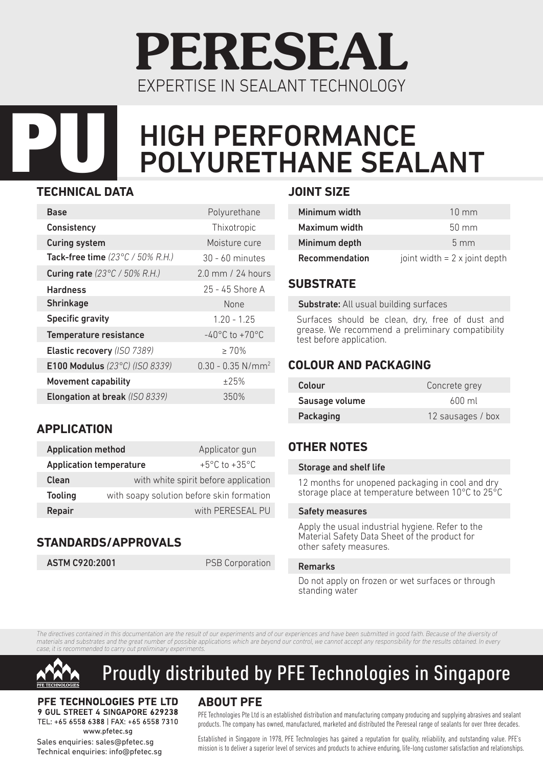# PERESEAL

EXPERTISE IN SEALANT TECHNOLOGY

# PU HIGH PERFORMANCE POLYURETHANE SEALANT

## TECHNICAL DATA

| | |
|---|---|
| **Base** | Polyurethane |
| **Consistency** | Thixotropic |
| **Curing system** | Moisture cure |
| **Tack-free time** *(23°C / 50% R.H.)* | 30 - 60 minutes |
| **Curing rate** *(23°C / 50% R.H.)* | 2.0 mm / 24 hours |
| **Hardness** | 25 - 45 Shore A |
| **Shrinkage** | None |
| **Specific gravity** | 1.20 - 1.25 |
| **Temperature resistance** | -40°C to +70°C |
| **Elastic recovery** *(ISO 7389)* | ≥ 70% |
| **E100 Modulus** *(23°C) (ISO 8339)* | 0.30 - 0.35 $N/mm^2$ |
| **Movement capability** | ±25% |
| **Elongation at break** *(ISO 8339)* | 350% |

## APPLICATION

| | |
|---|---|
| **Application method** | Applicator gun |
| **Application temperature** | +5°C to +35°C |
| **Clean** | with white spirit before application |
| **Tooling** | with soapy solution before skin formation |
| **Repair** | with PERESEAL PU |

## STANDARDS/APPROVALS

| | |
|---|---|
| **ASTM C920:2001** | PSB Corporation |

## JOINT SIZE

| | |
|---|---|
| **Minimum width** | 10 mm |
| **Maximum width** | 50 mm |
| **Minimum depth** | 5 mm |
| **Recommendation** | joint width = 2 x joint depth |

## SUBSTRATE

**Substrate:** All usual building surfaces

Surfaces should be clean, dry, free of dust and grease. We recommend a preliminary compatibility test before application.

## COLOUR AND PACKAGING

| | |
|---|---|
| **Colour** | Concrete grey |
| **Sausage volume** | 600 ml |
| **Packaging** | 12 sausages / box |

## OTHER NOTES

**Storage and shelf life**

12 months for unopened packaging in cool and dry storage place at temperature between 10°C to 25°C

**Safety measures**

Apply the usual industrial hygiene. Refer to the Material Safety Data Sheet of the product for other safety measures.

**Remarks**

Do not apply on frozen or wet surfaces or through standing water

*The directives contained in this documentation are the result of our experiments and of our experiences and have been submitted in good faith. Because of the diversity of materials and substrates and the great number of possible applications which are beyond our control, we cannot accept any responsibility for the results obtained. In every case, it is recommended to carry out preliminary experiments.*

## Proudly distributed by PFE Technologies in Singapore

**PFE TECHNOLOGIES PTE LTD**
**9 GUL STREET 4 SINGAPORE 629238**
TEL: +65 6558 6388 | FAX: +65 6558 7310
www.pfetec.sg
Sales enquiries: sales@pfetec.sg
Technical enquiries: info@pfetec.sg

## ABOUT PFE

PFE Technologies Pte Ltd is an established distribution and manufacturing company producing and supplying abrasives and sealant products. The company has owned, manufactured, marketed and distributed the Pereseal range of sealants for over three decades.

Established in Singapore in 1978, PFE Technologies has gained a reputation for quality, reliability, and outstanding value. PFE's mission is to deliver a superior level of services and products to achieve enduring, life-long customer satisfaction and relationships.